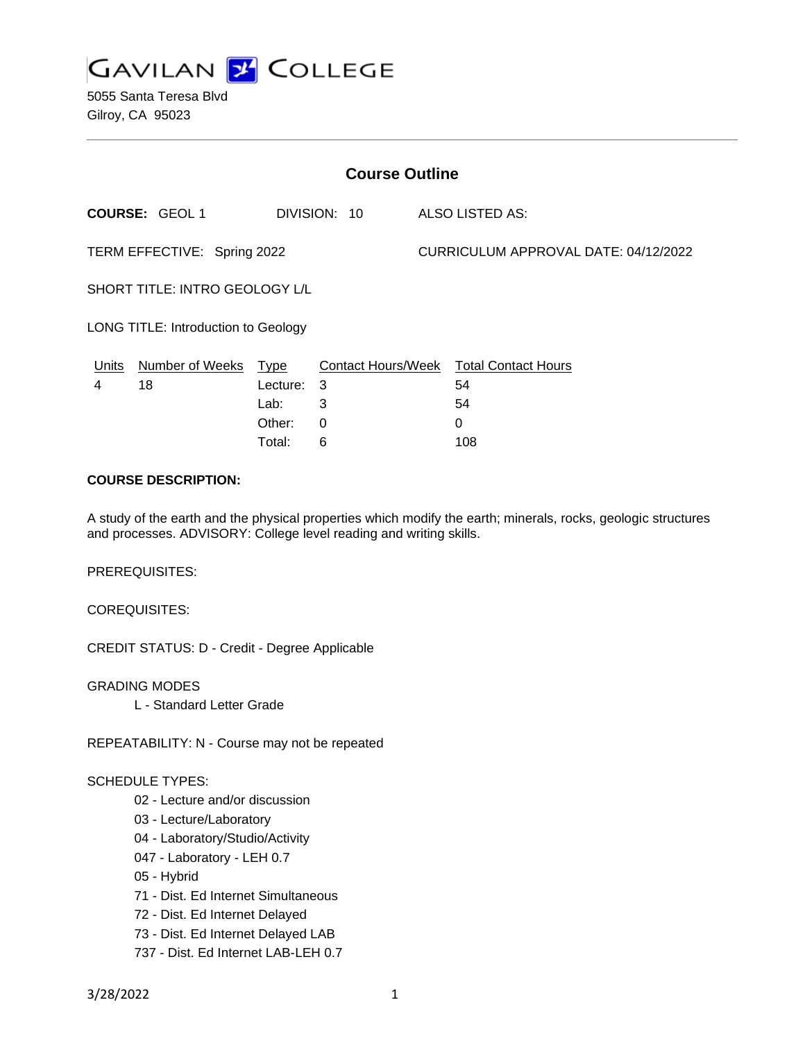# GAVILAN COLLEGE

5055 Santa Teresa Blvd
Gilroy, CA 95023

## Course Outline

**COURSE:** GEOL 1 DIVISION: 10 ALSO LISTED AS:

TERM EFFECTIVE: Spring 2022 CURRICULUM APPROVAL DATE: 04/12/2022

SHORT TITLE: INTRO GEOLOGY L/L

LONG TITLE: Introduction to Geology

| Units | Number of Weeks | Type | Contact Hours/Week | Total Contact Hours |
|---|---|---|---|---|
| 4 | 18 | Lecture: | 3 | 54 |
| | | Lab: | 3 | 54 |
| | | Other: | 0 | 0 |
| | | Total: | 6 | 108 |

**COURSE DESCRIPTION:**

A study of the earth and the physical properties which modify the earth; minerals, rocks, geologic structures and processes. ADVISORY: College level reading and writing skills.

PREREQUISITES:

COREQUISITES:

CREDIT STATUS: D - Credit - Degree Applicable

GRADING MODES

L - Standard Letter Grade

REPEATABILITY: N - Course may not be repeated

SCHEDULE TYPES:

- 02 - Lecture and/or discussion
- 03 - Lecture/Laboratory
- 04 - Laboratory/Studio/Activity
- 047 - Laboratory - LEH 0.7
- 05 - Hybrid
- 71 - Dist. Ed Internet Simultaneous
- 72 - Dist. Ed Internet Delayed
- 73 - Dist. Ed Internet Delayed LAB
- 737 - Dist. Ed Internet LAB-LEH 0.7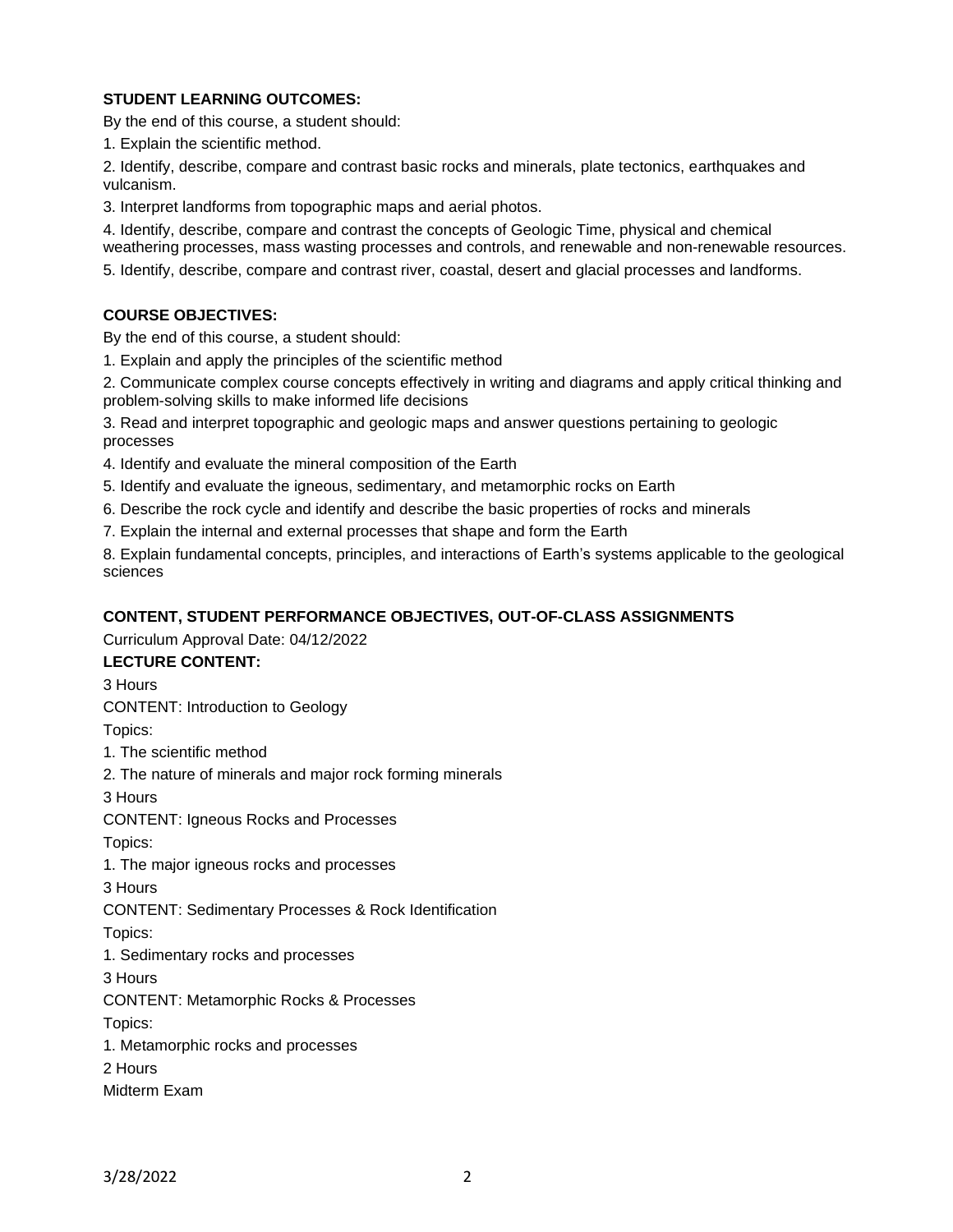**STUDENT LEARNING OUTCOMES:**

By the end of this course, a student should:

1. Explain the scientific method.
2. Identify, describe, compare and contrast basic rocks and minerals, plate tectonics, earthquakes and vulcanism.
3. Interpret landforms from topographic maps and aerial photos.
4. Identify, describe, compare and contrast the concepts of Geologic Time, physical and chemical weathering processes, mass wasting processes and controls, and renewable and non-renewable resources.
5. Identify, describe, compare and contrast river, coastal, desert and glacial processes and landforms.

**COURSE OBJECTIVES:**

By the end of this course, a student should:

1. Explain and apply the principles of the scientific method
2. Communicate complex course concepts effectively in writing and diagrams and apply critical thinking and problem-solving skills to make informed life decisions
3. Read and interpret topographic and geologic maps and answer questions pertaining to geologic processes
4. Identify and evaluate the mineral composition of the Earth
5. Identify and evaluate the igneous, sedimentary, and metamorphic rocks on Earth
6. Describe the rock cycle and identify and describe the basic properties of rocks and minerals
7. Explain the internal and external processes that shape and form the Earth
8. Explain fundamental concepts, principles, and interactions of Earth's systems applicable to the geological sciences

**CONTENT, STUDENT PERFORMANCE OBJECTIVES, OUT-OF-CLASS ASSIGNMENTS**

Curriculum Approval Date: 04/12/2022

**LECTURE CONTENT:**

3 Hours

CONTENT: Introduction to Geology

Topics:

1. The scientific method
2. The nature of minerals and major rock forming minerals

3 Hours

CONTENT: Igneous Rocks and Processes

Topics:

1. The major igneous rocks and processes

3 Hours

CONTENT: Sedimentary Processes & Rock Identification

Topics:

1. Sedimentary rocks and processes

3 Hours

CONTENT: Metamorphic Rocks & Processes

Topics:

1. Metamorphic rocks and processes

2 Hours

Midterm Exam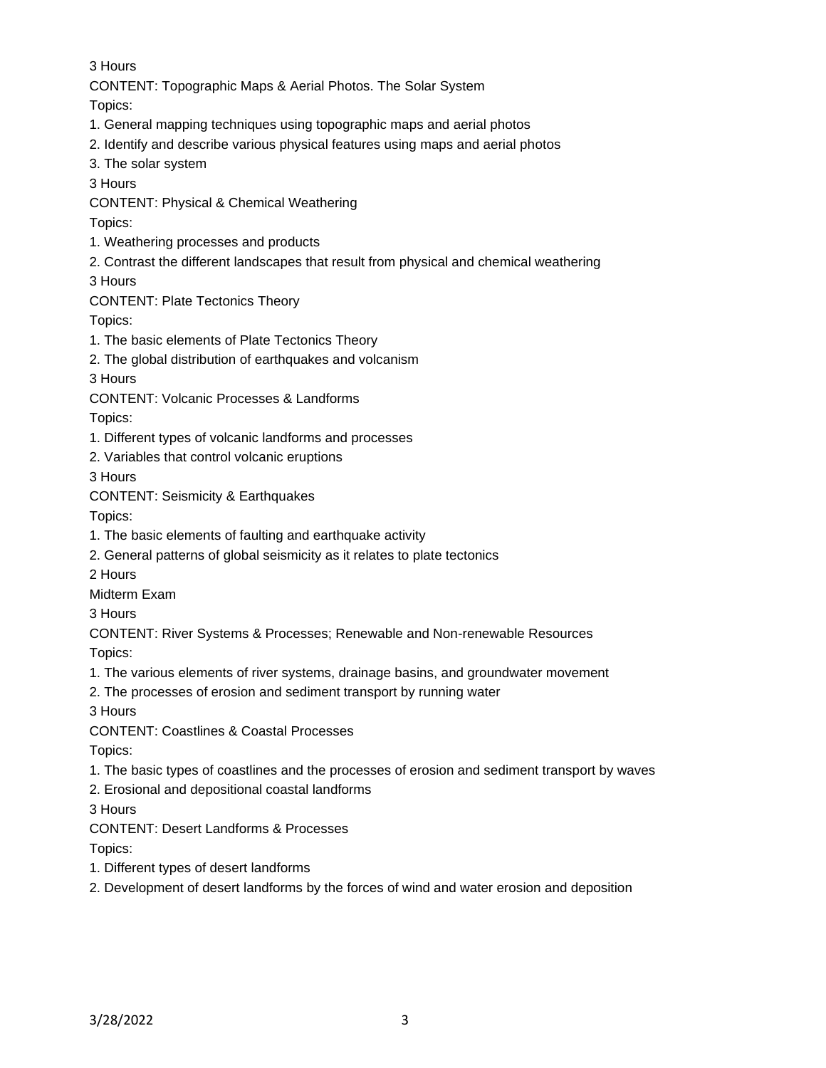3 Hours

CONTENT: Topographic Maps & Aerial Photos. The Solar System

Topics:

1. General mapping techniques using topographic maps and aerial photos
2. Identify and describe various physical features using maps and aerial photos
3. The solar system

3 Hours

CONTENT: Physical & Chemical Weathering

Topics:

1. Weathering processes and products
2. Contrast the different landscapes that result from physical and chemical weathering

3 Hours

CONTENT: Plate Tectonics Theory

Topics:

1. The basic elements of Plate Tectonics Theory
2. The global distribution of earthquakes and volcanism

3 Hours

CONTENT: Volcanic Processes & Landforms

Topics:

1. Different types of volcanic landforms and processes
2. Variables that control volcanic eruptions

3 Hours

CONTENT: Seismicity & Earthquakes

Topics:

1. The basic elements of faulting and earthquake activity
2. General patterns of global seismicity as it relates to plate tectonics

2 Hours

Midterm Exam

3 Hours

CONTENT: River Systems & Processes; Renewable and Non-renewable Resources

Topics:

1. The various elements of river systems, drainage basins, and groundwater movement
2. The processes of erosion and sediment transport by running water

3 Hours

CONTENT: Coastlines & Coastal Processes

Topics:

1. The basic types of coastlines and the processes of erosion and sediment transport by waves
2. Erosional and depositional coastal landforms

3 Hours

CONTENT: Desert Landforms & Processes

Topics:

1. Different types of desert landforms
2. Development of desert landforms by the forces of wind and water erosion and deposition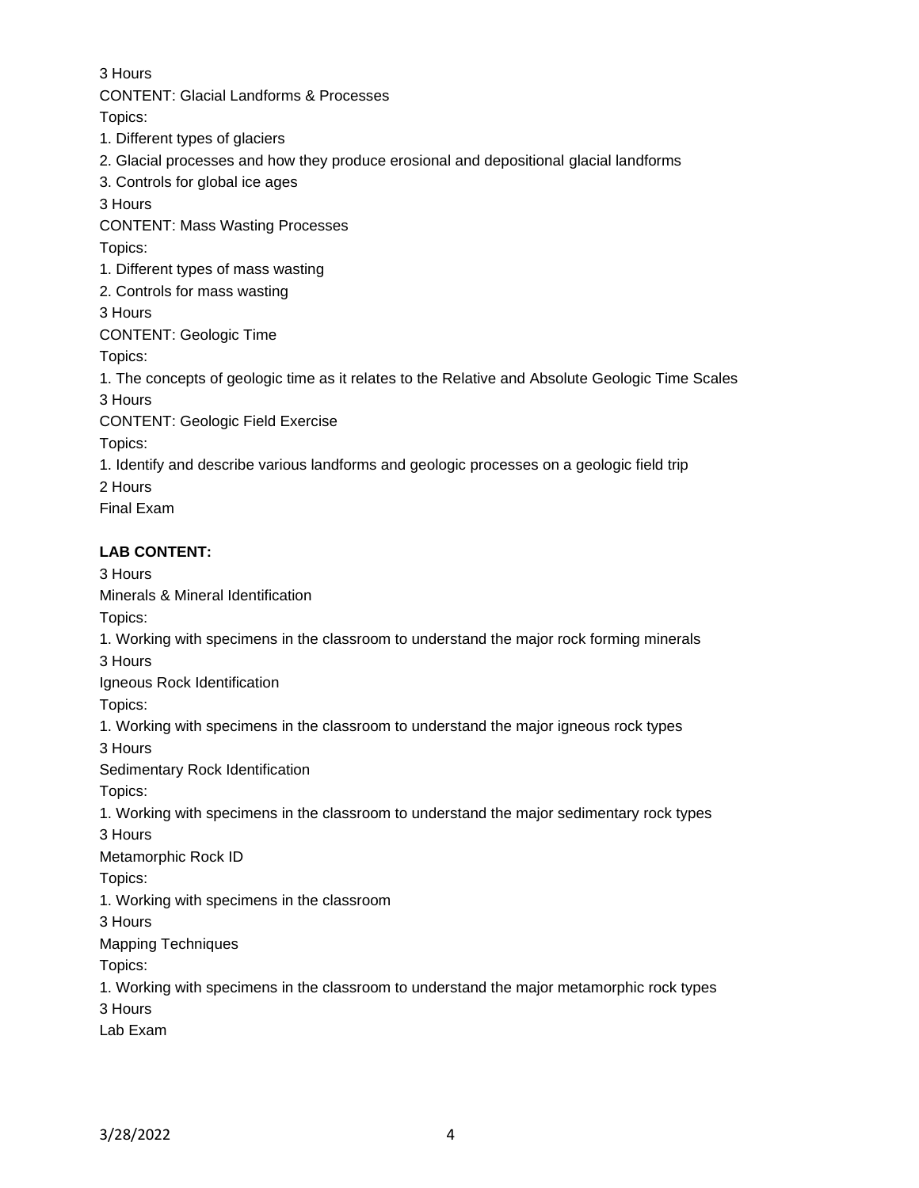3 Hours

CONTENT: Glacial Landforms & Processes

Topics:

1. Different types of glaciers
2. Glacial processes and how they produce erosional and depositional glacial landforms
3. Controls for global ice ages

3 Hours

CONTENT: Mass Wasting Processes

Topics:

1. Different types of mass wasting
2. Controls for mass wasting

3 Hours

CONTENT: Geologic Time

Topics:

1. The concepts of geologic time as it relates to the Relative and Absolute Geologic Time Scales

3 Hours

CONTENT: Geologic Field Exercise

Topics:

1. Identify and describe various landforms and geologic processes on a geologic field trip

2 Hours

Final Exam

**LAB CONTENT:**

3 Hours

Minerals & Mineral Identification

Topics:

1. Working with specimens in the classroom to understand the major rock forming minerals

3 Hours

Igneous Rock Identification

Topics:

1. Working with specimens in the classroom to understand the major igneous rock types

3 Hours

Sedimentary Rock Identification

Topics:

1. Working with specimens in the classroom to understand the major sedimentary rock types

3 Hours

Metamorphic Rock ID

Topics:

1. Working with specimens in the classroom

3 Hours

Mapping Techniques

Topics:

1. Working with specimens in the classroom to understand the major metamorphic rock types

3 Hours

Lab Exam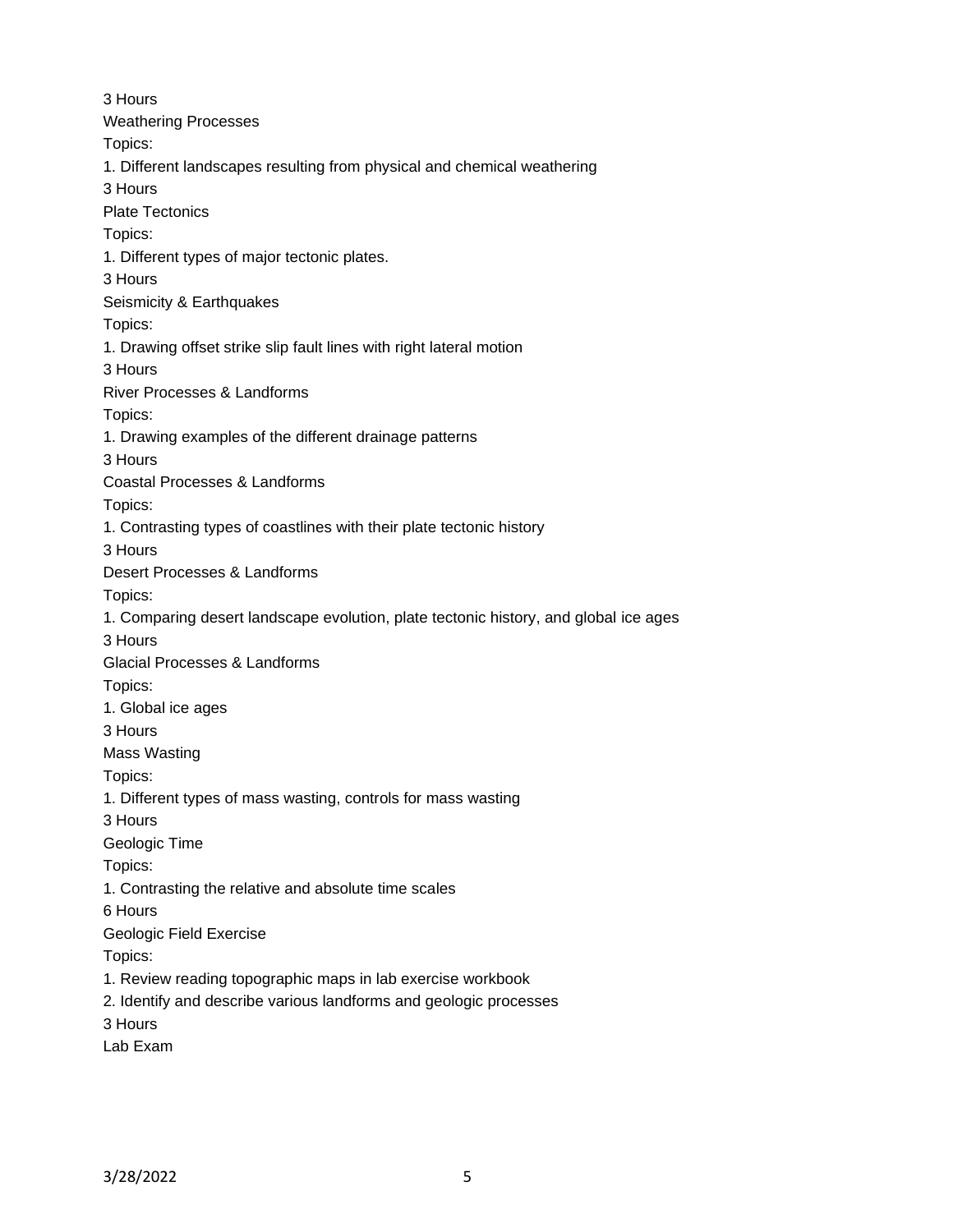3 Hours

Weathering Processes

Topics:

1. Different landscapes resulting from physical and chemical weathering

3 Hours

Plate Tectonics

Topics:

1. Different types of major tectonic plates.

3 Hours

Seismicity & Earthquakes

Topics:

1. Drawing offset strike slip fault lines with right lateral motion

3 Hours

River Processes & Landforms

Topics:

1. Drawing examples of the different drainage patterns

3 Hours

Coastal Processes & Landforms

Topics:

1. Contrasting types of coastlines with their plate tectonic history

3 Hours

Desert Processes & Landforms

Topics:

1. Comparing desert landscape evolution, plate tectonic history, and global ice ages

3 Hours

Glacial Processes & Landforms

Topics:

1. Global ice ages

3 Hours

Mass Wasting

Topics:

1. Different types of mass wasting, controls for mass wasting

3 Hours

Geologic Time

Topics:

1. Contrasting the relative and absolute time scales

6 Hours

Geologic Field Exercise

Topics:

1. Review reading topographic maps in lab exercise workbook
2. Identify and describe various landforms and geologic processes

3 Hours

Lab Exam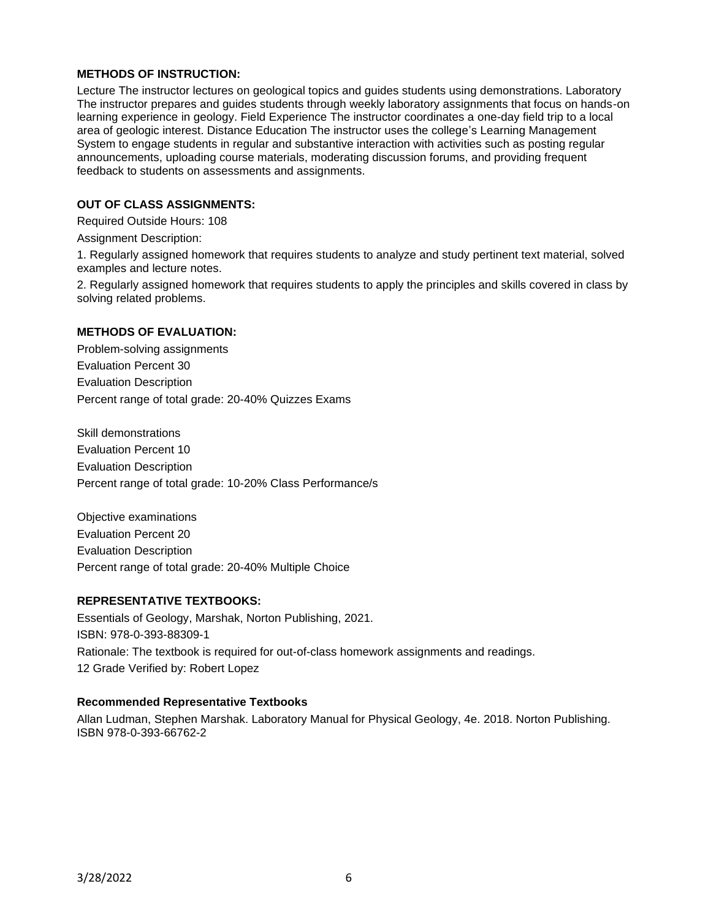**METHODS OF INSTRUCTION:**

Lecture The instructor lectures on geological topics and guides students using demonstrations. Laboratory The instructor prepares and guides students through weekly laboratory assignments that focus on hands-on learning experience in geology. Field Experience The instructor coordinates a one-day field trip to a local area of geologic interest. Distance Education The instructor uses the college's Learning Management System to engage students in regular and substantive interaction with activities such as posting regular announcements, uploading course materials, moderating discussion forums, and providing frequent feedback to students on assessments and assignments.

**OUT OF CLASS ASSIGNMENTS:**

Required Outside Hours: 108

Assignment Description:

1. Regularly assigned homework that requires students to analyze and study pertinent text material, solved examples and lecture notes.
2. Regularly assigned homework that requires students to apply the principles and skills covered in class by solving related problems.

**METHODS OF EVALUATION:**

Problem-solving assignments
Evaluation Percent 30
Evaluation Description
Percent range of total grade: 20-40% Quizzes Exams

Skill demonstrations
Evaluation Percent 10
Evaluation Description
Percent range of total grade: 10-20% Class Performance/s

Objective examinations
Evaluation Percent 20
Evaluation Description
Percent range of total grade: 20-40% Multiple Choice

**REPRESENTATIVE TEXTBOOKS:**

Essentials of Geology, Marshak, Norton Publishing, 2021.
ISBN: 978-0-393-88309-1
Rationale: The textbook is required for out-of-class homework assignments and readings.
12 Grade Verified by: Robert Lopez

**Recommended Representative Textbooks**

Allan Ludman, Stephen Marshak. Laboratory Manual for Physical Geology, 4e. 2018. Norton Publishing. ISBN 978-0-393-66762-2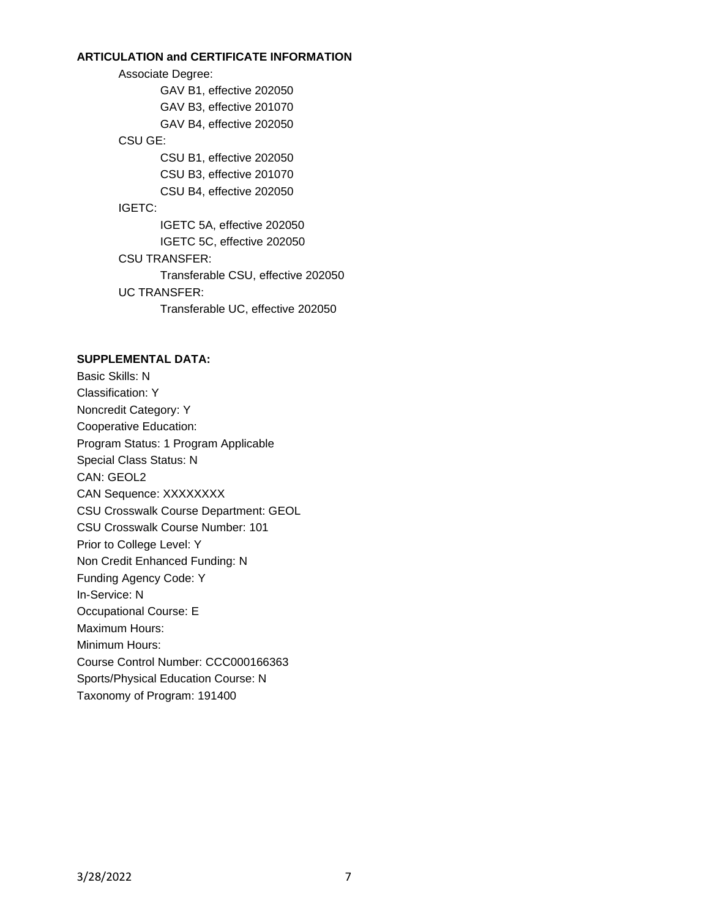**ARTICULATION and CERTIFICATE INFORMATION**

- Associate Degree:
  - GAV B1, effective 202050
  - GAV B3, effective 201070
  - GAV B4, effective 202050
- CSU GE:
  - CSU B1, effective 202050
  - CSU B3, effective 201070
  - CSU B4, effective 202050
- IGETC:
  - IGETC 5A, effective 202050
  - IGETC 5C, effective 202050
- CSU TRANSFER:
  - Transferable CSU, effective 202050
- UC TRANSFER:
  - Transferable UC, effective 202050

**SUPPLEMENTAL DATA:**

Basic Skills: N
Classification: Y
Noncredit Category: Y
Cooperative Education:
Program Status: 1 Program Applicable
Special Class Status: N
CAN: GEOL2
CAN Sequence: XXXXXXXX
CSU Crosswalk Course Department: GEOL
CSU Crosswalk Course Number: 101
Prior to College Level: Y
Non Credit Enhanced Funding: N
Funding Agency Code: Y
In-Service: N
Occupational Course: E
Maximum Hours:
Minimum Hours:
Course Control Number: CCC000166363
Sports/Physical Education Course: N
Taxonomy of Program: 191400